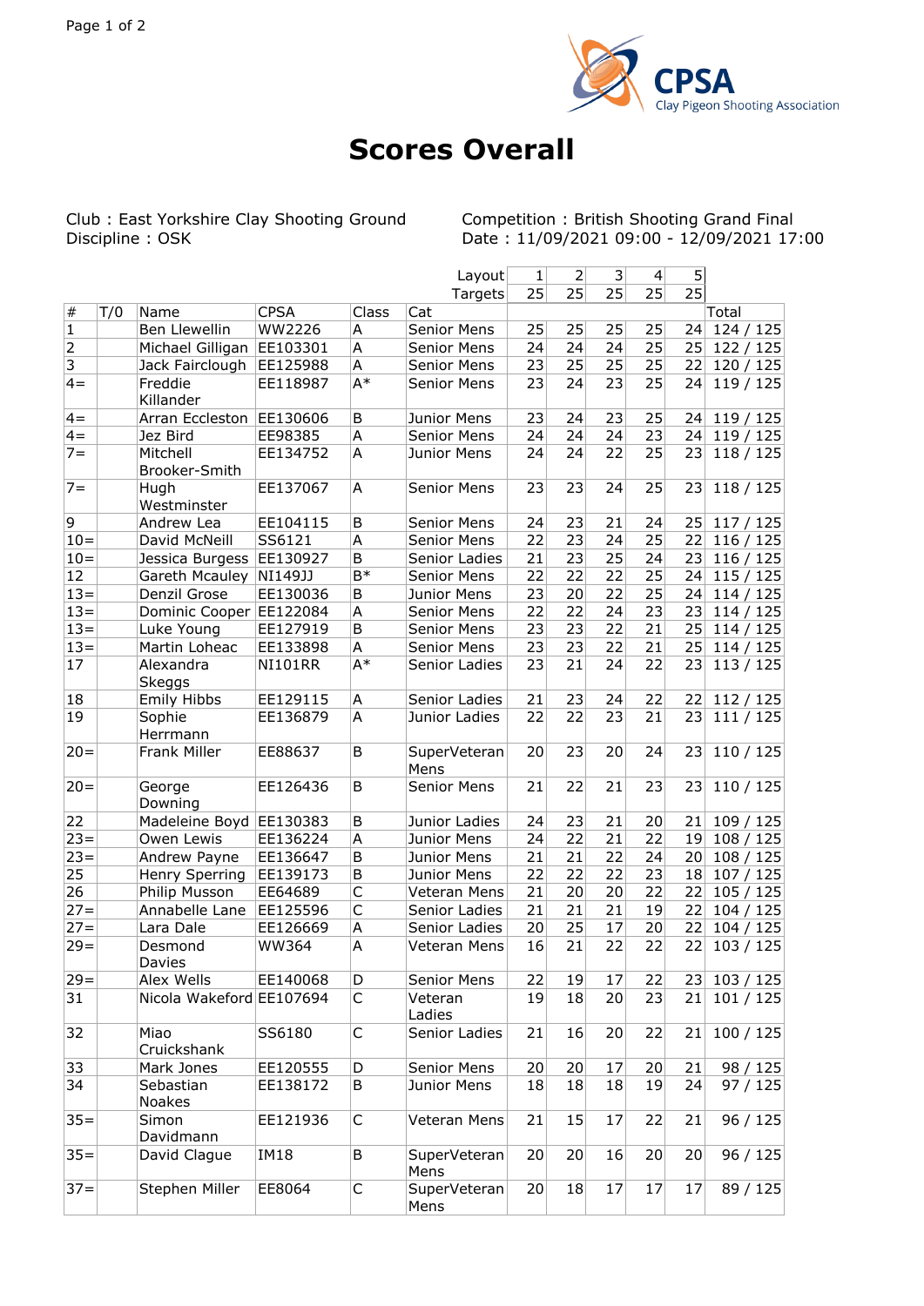CPSA Clay Pigeon Shooting Association

# Scores Overall

Club : East Yorkshire Clay Shooting Ground
Discipline : OSK

Competition : British Shooting Grand Final
Date : 11/09/2021 09:00 - 12/09/2021 17:00

| | | | | | Layout | 1 | 2 | 3 | 4 | 5 | |
|---|---|---|---|---|---|---|---|---|---|---|---|
| | | | | | Targets | 25 | 25 | 25 | 25 | 25 | |
| # | T/O | Name | CPSA | Class | Cat | | | | | | Total |
| 1 | | Ben Llewellin | WW2226 | A | Senior Mens | 25 | 25 | 25 | 25 | 24 | 124 / 125 |
| 2 | | Michael Gilligan | EE103301 | A | Senior Mens | 24 | 24 | 24 | 25 | 25 | 122 / 125 |
| 3 | | Jack Fairclough | EE125988 | A | Senior Mens | 23 | 25 | 25 | 25 | 22 | 120 / 125 |
| 4= | | Freddie Killander | EE118987 | A* | Senior Mens | 23 | 24 | 23 | 25 | 24 | 119 / 125 |
| 4= | | Arran Eccleston | EE130606 | B | Junior Mens | 23 | 24 | 23 | 25 | 24 | 119 / 125 |
| 4= | | Jez Bird | EE98385 | A | Senior Mens | 24 | 24 | 24 | 23 | 24 | 119 / 125 |
| 7= | | Mitchell Brooker-Smith | EE134752 | A | Junior Mens | 24 | 24 | 22 | 25 | 23 | 118 / 125 |
| 7= | | Hugh Westminster | EE137067 | A | Senior Mens | 23 | 23 | 24 | 25 | 23 | 118 / 125 |
| 9 | | Andrew Lea | EE104115 | B | Senior Mens | 24 | 23 | 21 | 24 | 25 | 117 / 125 |
| 10= | | David McNeill | SS6121 | A | Senior Mens | 22 | 23 | 24 | 25 | 22 | 116 / 125 |
| 10= | | Jessica Burgess | EE130927 | B | Senior Ladies | 21 | 23 | 25 | 24 | 23 | 116 / 125 |
| 12 | | Gareth Mcauley | NI149JJ | B* | Senior Mens | 22 | 22 | 22 | 25 | 24 | 115 / 125 |
| 13= | | Denzil Grose | EE130036 | B | Junior Mens | 23 | 20 | 22 | 25 | 24 | 114 / 125 |
| 13= | | Dominic Cooper | EE122084 | A | Senior Mens | 22 | 22 | 24 | 23 | 23 | 114 / 125 |
| 13= | | Luke Young | EE127919 | B | Senior Mens | 23 | 23 | 22 | 21 | 25 | 114 / 125 |
| 13= | | Martin Loheac | EE133898 | A | Senior Mens | 23 | 23 | 22 | 21 | 25 | 114 / 125 |
| 17 | | Alexandra Skeggs | NI101RR | A* | Senior Ladies | 23 | 21 | 24 | 22 | 23 | 113 / 125 |
| 18 | | Emily Hibbs | EE129115 | A | Senior Ladies | 21 | 23 | 24 | 22 | 22 | 112 / 125 |
| 19 | | Sophie Herrmann | EE136879 | A | Junior Ladies | 22 | 22 | 23 | 21 | 23 | 111 / 125 |
| 20= | | Frank Miller | EE88637 | B | SuperVeteran Mens | 20 | 23 | 20 | 24 | 23 | 110 / 125 |
| 20= | | George Downing | EE126436 | B | Senior Mens | 21 | 22 | 21 | 23 | 23 | 110 / 125 |
| 22 | | Madeleine Boyd | EE130383 | B | Junior Ladies | 24 | 23 | 21 | 20 | 21 | 109 / 125 |
| 23= | | Owen Lewis | EE136224 | A | Junior Mens | 24 | 22 | 21 | 22 | 19 | 108 / 125 |
| 23= | | Andrew Payne | EE136647 | B | Junior Mens | 21 | 21 | 22 | 24 | 20 | 108 / 125 |
| 25 | | Henry Sperring | EE139173 | B | Junior Mens | 22 | 22 | 22 | 23 | 18 | 107 / 125 |
| 26 | | Philip Musson | EE64689 | C | Veteran Mens | 21 | 20 | 20 | 22 | 22 | 105 / 125 |
| 27= | | Annabelle Lane | EE125596 | C | Senior Ladies | 21 | 21 | 21 | 19 | 22 | 104 / 125 |
| 27= | | Lara Dale | EE126669 | A | Senior Ladies | 20 | 25 | 17 | 20 | 22 | 104 / 125 |
| 29= | | Desmond Davies | WW364 | A | Veteran Mens | 16 | 21 | 22 | 22 | 22 | 103 / 125 |
| 29= | | Alex Wells | EE140068 | D | Senior Mens | 22 | 19 | 17 | 22 | 23 | 103 / 125 |
| 31 | | Nicola Wakeford | EE107694 | C | Veteran Ladies | 19 | 18 | 20 | 23 | 21 | 101 / 125 |
| 32 | | Miao Cruickshank | SS6180 | C | Senior Ladies | 21 | 16 | 20 | 22 | 21 | 100 / 125 |
| 33 | | Mark Jones | EE120555 | D | Senior Mens | 20 | 20 | 17 | 20 | 21 | 98 / 125 |
| 34 | | Sebastian Noakes | EE138172 | B | Junior Mens | 18 | 18 | 18 | 19 | 24 | 97 / 125 |
| 35= | | Simon Davidmann | EE121936 | C | Veteran Mens | 21 | 15 | 17 | 22 | 21 | 96 / 125 |
| 35= | | David Clague | IM18 | B | SuperVeteran Mens | 20 | 20 | 16 | 20 | 20 | 96 / 125 |
| 37= | | Stephen Miller | EE8064 | C | SuperVeteran Mens | 20 | 18 | 17 | 17 | 17 | 89 / 125 |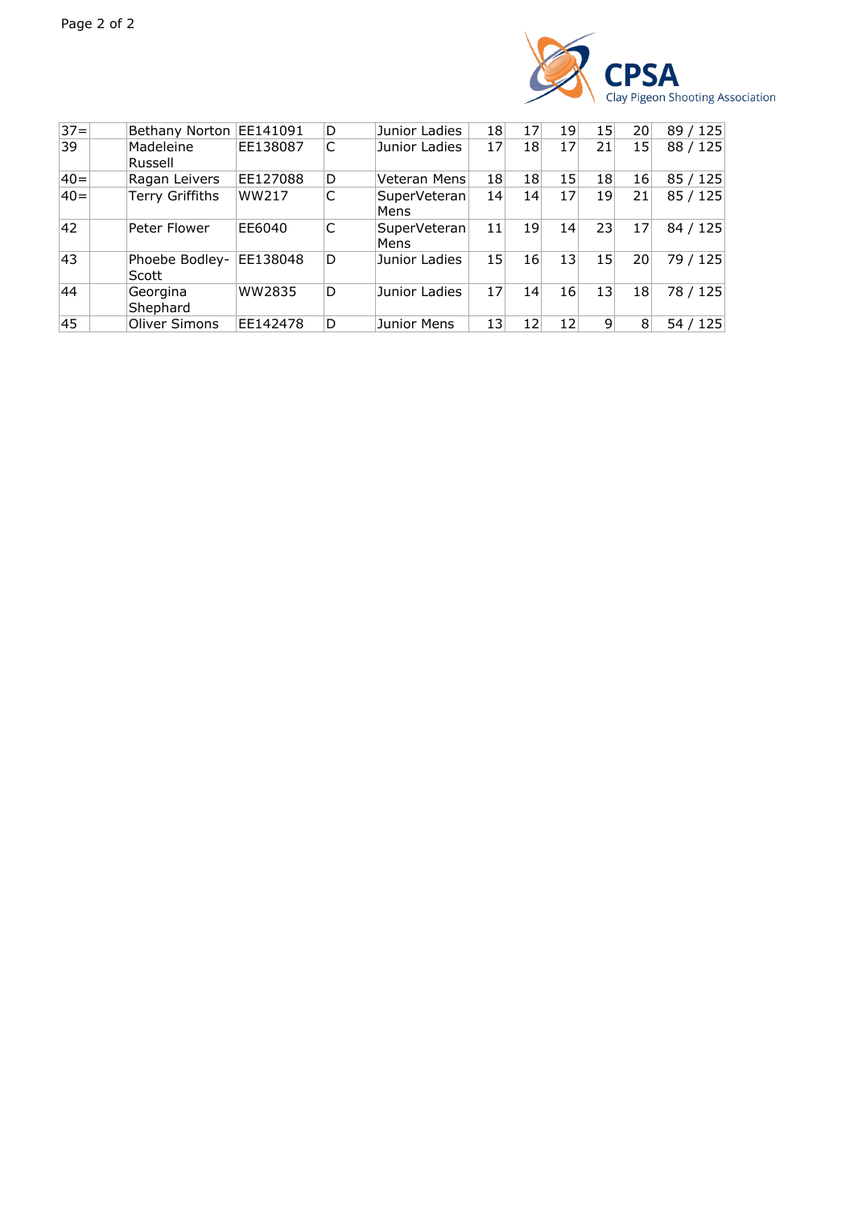| | | | | | | | | | | | |
|---|---|---|---|---|---|---|---|---|---|---|---|
| 37= | | Bethany Norton | EE141091 | D | Junior Ladies | 18 | 17 | 19 | 15 | 20 | 89 / 125 |
| 39 | | Madeleine Russell | EE138087 | C | Junior Ladies | 17 | 18 | 17 | 21 | 15 | 88 / 125 |
| 40= | | Ragan Leivers | EE127088 | D | Veteran Mens | 18 | 18 | 15 | 18 | 16 | 85 / 125 |
| 40= | | Terry Griffiths | WW217 | C | SuperVeteran Mens | 14 | 14 | 17 | 19 | 21 | 85 / 125 |
| 42 | | Peter Flower | EE6040 | C | SuperVeteran Mens | 11 | 19 | 14 | 23 | 17 | 84 / 125 |
| 43 | | Phoebe Bodley-Scott | EE138048 | D | Junior Ladies | 15 | 16 | 13 | 15 | 20 | 79 / 125 |
| 44 | | Georgina Shephard | WW2835 | D | Junior Ladies | 17 | 14 | 16 | 13 | 18 | 78 / 125 |
| 45 | | Oliver Simons | EE142478 | D | Junior Mens | 13 | 12 | 12 | 9 | 8 | 54 / 125 |